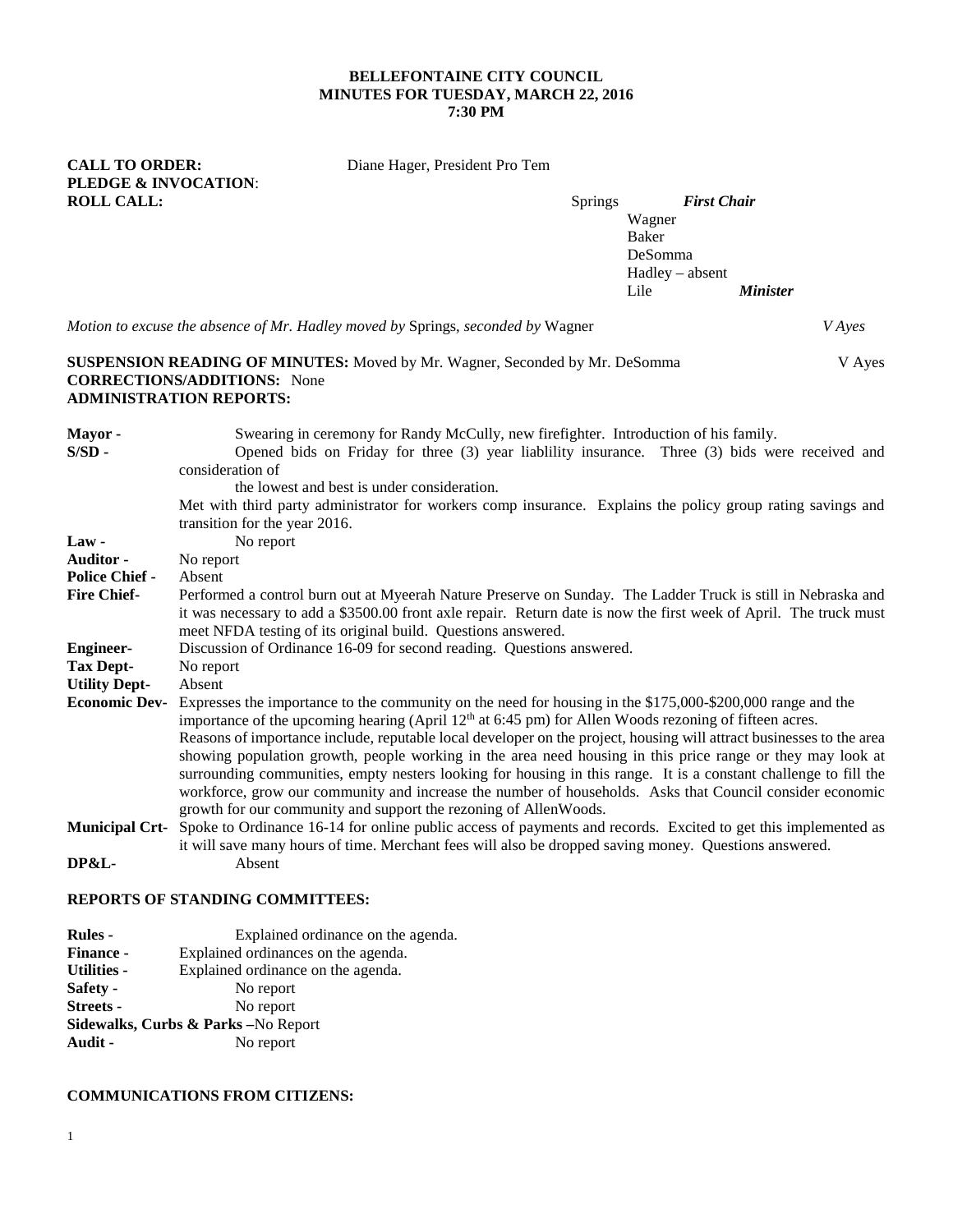**BELLEFONTAINE CITY COUNCIL**
**MINUTES FOR TUESDAY, MARCH 22, 2016**
**7:30 PM**

**CALL TO ORDER:** Diane Hager, President Pro Tem
**PLEDGE & INVOCATION**:
**ROLL CALL:**

Springs ***First Chair***
Wagner
Baker
DeSomma
Hadley – absent
Lile ***Minister***

*Motion to excuse the absence of Mr. Hadley moved by* Springs, *seconded by* Wagner *V Ayes*

**SUSPENSION READING OF MINUTES:** Moved by Mr. Wagner, Seconded by Mr. DeSomma V Ayes
**CORRECTIONS/ADDITIONS:** None
**ADMINISTRATION REPORTS:**

**Mayor -** Swearing in ceremony for Randy McCully, new firefighter. Introduction of his family.

**S/SD -** Opened bids on Friday for three (3) year liablility insurance. Three (3) bids were received and consideration of the lowest and best is under consideration.
Met with third party administrator for workers comp insurance. Explains the policy group rating savings and transition for the year 2016.

**Law -** No report

**Auditor -** No report

**Police Chief -** Absent

**Fire Chief-** Performed a control burn out at Myeerah Nature Preserve on Sunday. The Ladder Truck is still in Nebraska and it was necessary to add a $3500.00 front axle repair. Return date is now the first week of April. The truck must meet NFDA testing of its original build. Questions answered.

**Engineer-** Discussion of Ordinance 16-09 for second reading. Questions answered.

**Tax Dept-** No report

**Utility Dept-** Absent

**Economic Dev-** Expresses the importance to the community on the need for housing in the $175,000-$200,000 range and the importance of the upcoming hearing (April 12th at 6:45 pm) for Allen Woods rezoning of fifteen acres.
Reasons of importance include, reputable local developer on the project, housing will attract businesses to the area showing population growth, people working in the area need housing in this price range or they may look at surrounding communities, empty nesters looking for housing in this range. It is a constant challenge to fill the workforce, grow our community and increase the number of households. Asks that Council consider economic growth for our community and support the rezoning of AllenWoods.

**Municipal Crt-** Spoke to Ordinance 16-14 for online public access of payments and records. Excited to get this implemented as it will save many hours of time. Merchant fees will also be dropped saving money. Questions answered.

**DP&L-** Absent

**REPORTS OF STANDING COMMITTEES:**

**Rules -** Explained ordinance on the agenda.
**Finance -** Explained ordinances on the agenda.
**Utilities -** Explained ordinance on the agenda.
**Safety -** No report
**Streets -** No report
**Sidewalks, Curbs & Parks –**No Report
**Audit -** No report

**COMMUNICATIONS FROM CITIZENS:**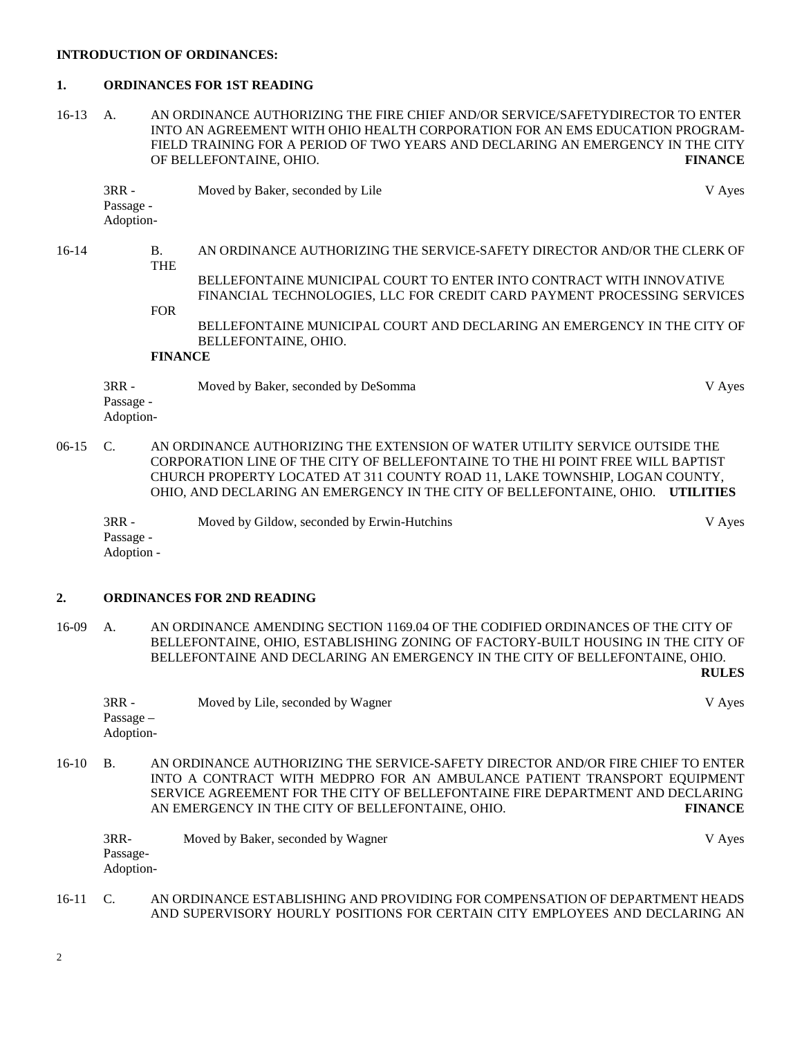**INTRODUCTION OF ORDINANCES:**

**1. ORDINANCES FOR 1ST READING**

16-13 A. AN ORDINANCE AUTHORIZING THE FIRE CHIEF AND/OR SERVICE/SAFETYDIRECTOR TO ENTER INTO AN AGREEMENT WITH OHIO HEALTH CORPORATION FOR AN EMS EDUCATION PROGRAM-FIELD TRAINING FOR A PERIOD OF TWO YEARS AND DECLARING AN EMERGENCY IN THE CITY OF BELLEFONTAINE, OHIO. **FINANCE**

3RR - Moved by Baker, seconded by Lile V Ayes
Passage -
Adoption-

16-14 B. AN ORDINANCE AUTHORIZING THE SERVICE-SAFETY DIRECTOR AND/OR THE CLERK OF THE BELLEFONTAINE MUNICIPAL COURT TO ENTER INTO CONTRACT WITH INNOVATIVE FINANCIAL TECHNOLOGIES, LLC FOR CREDIT CARD PAYMENT PROCESSING SERVICES FOR BELLEFONTAINE MUNICIPAL COURT AND DECLARING AN EMERGENCY IN THE CITY OF BELLEFONTAINE, OHIO. **FINANCE**

3RR - Moved by Baker, seconded by DeSomma V Ayes
Passage -
Adoption-

06-15 C. AN ORDINANCE AUTHORIZING THE EXTENSION OF WATER UTILITY SERVICE OUTSIDE THE CORPORATION LINE OF THE CITY OF BELLEFONTAINE TO THE HI POINT FREE WILL BAPTIST CHURCH PROPERTY LOCATED AT 311 COUNTY ROAD 11, LAKE TOWNSHIP, LOGAN COUNTY, OHIO, AND DECLARING AN EMERGENCY IN THE CITY OF BELLEFONTAINE, OHIO. **UTILITIES**

3RR - Moved by Gildow, seconded by Erwin-Hutchins V Ayes
Passage -
Adoption -

**2. ORDINANCES FOR 2ND READING**

16-09 A. AN ORDINANCE AMENDING SECTION 1169.04 OF THE CODIFIED ORDINANCES OF THE CITY OF BELLEFONTAINE, OHIO, ESTABLISHING ZONING OF FACTORY-BUILT HOUSING IN THE CITY OF BELLEFONTAINE AND DECLARING AN EMERGENCY IN THE CITY OF BELLEFONTAINE, OHIO. **RULES**

3RR - Moved by Lile, seconded by Wagner V Ayes
Passage –
Adoption-

16-10 B. AN ORDINANCE AUTHORIZING THE SERVICE-SAFETY DIRECTOR AND/OR FIRE CHIEF TO ENTER INTO A CONTRACT WITH MEDPRO FOR AN AMBULANCE PATIENT TRANSPORT EQUIPMENT SERVICE AGREEMENT FOR THE CITY OF BELLEFONTAINE FIRE DEPARTMENT AND DECLARING AN EMERGENCY IN THE CITY OF BELLEFONTAINE, OHIO. **FINANCE**

3RR- Moved by Baker, seconded by Wagner V Ayes
Passage-
Adoption-

16-11 C. AN ORDINANCE ESTABLISHING AND PROVIDING FOR COMPENSATION OF DEPARTMENT HEADS AND SUPERVISORY HOURLY POSITIONS FOR CERTAIN CITY EMPLOYEES AND DECLARING AN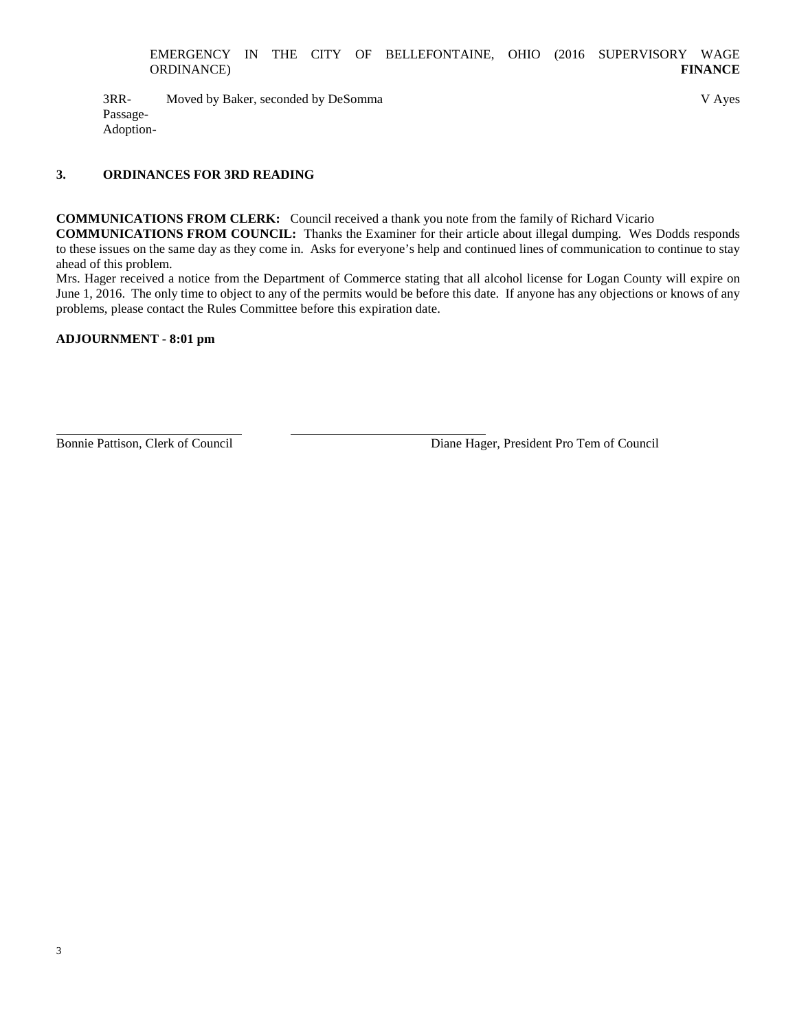EMERGENCY IN THE CITY OF BELLEFONTAINE, OHIO (2016 SUPERVISORY WAGE ORDINANCE) **FINANCE**

3RR-Passage-Adoption- Moved by Baker, seconded by DeSomma V Ayes

**3. ORDINANCES FOR 3RD READING**

**COMMUNICATIONS FROM CLERK:** Council received a thank you note from the family of Richard Vicario

**COMMUNICATIONS FROM COUNCIL:** Thanks the Examiner for their article about illegal dumping. Wes Dodds responds to these issues on the same day as they come in. Asks for everyone's help and continued lines of communication to continue to stay ahead of this problem.

Mrs. Hager received a notice from the Department of Commerce stating that all alcohol license for Logan County will expire on June 1, 2016. The only time to object to any of the permits would be before this date. If anyone has any objections or knows of any problems, please contact the Rules Committee before this expiration date.

**ADJOURNMENT - 8:01 pm**

Bonnie Pattison, Clerk of Council

Diane Hager, President Pro Tem of Council